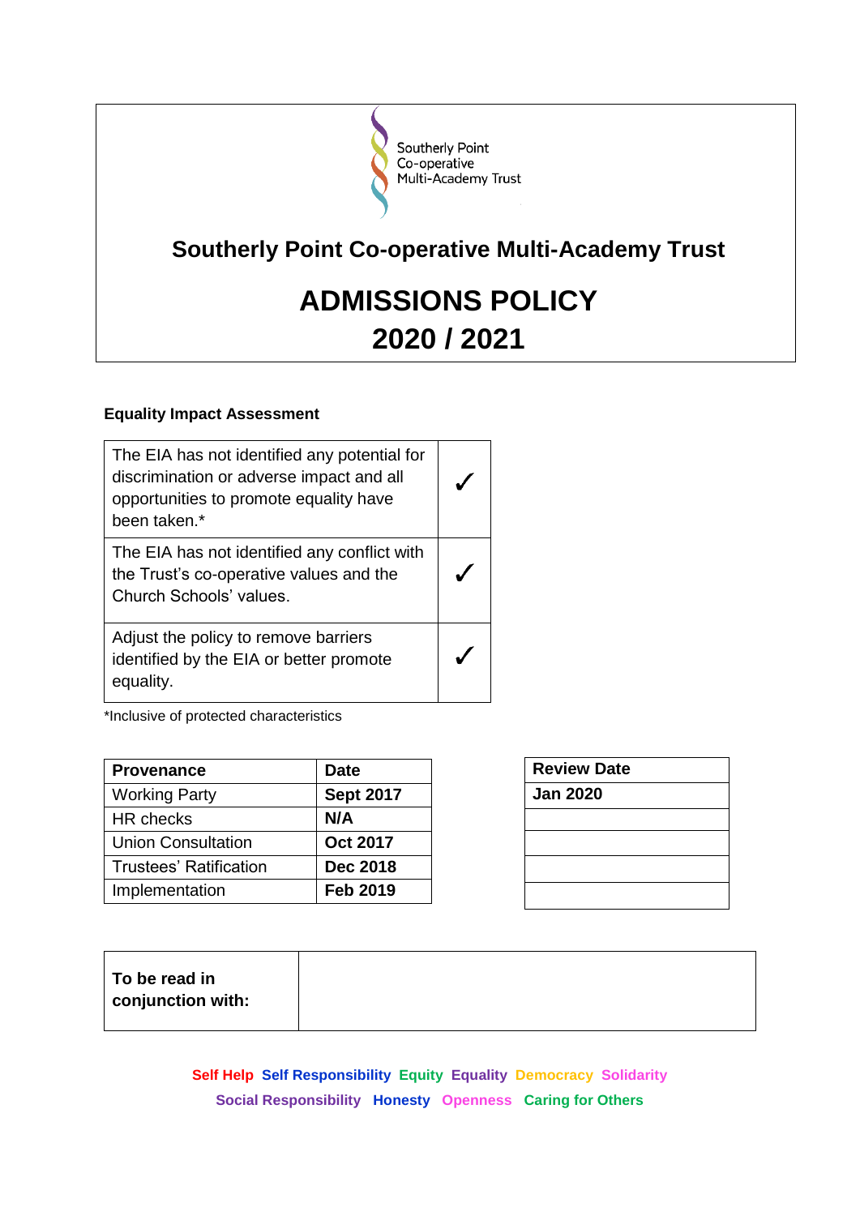Southerly Point
Co-operative
Multi-Academy Trust

# Southerly Point Co-operative Multi-Academy Trust

# ADMISSIONS POLICY

# 2020 / 2021

**Equality Impact Assessment**

| | |
|---|---|
| The EIA has not identified any potential for discrimination or adverse impact and all opportunities to promote equality have been taken.* | ✓ |
| The EIA has not identified any conflict with the Trust's co-operative values and the Church Schools' values. | ✓ |
| Adjust the policy to remove barriers identified by the EIA or better promote equality. | ✓ |

*Inclusive of protected characteristics

| Provenance | Date |
|---|---|
| Working Party | **Sept 2017** |
| HR checks | **N/A** |
| Union Consultation | **Oct 2017** |
| Trustees' Ratification | **Dec 2018** |
| Implementation | **Feb 2019** |

| Review Date |
|---|
| **Jan 2020** |
| |
| |
| |
| |

| **To be read in conjunction with:** | |
|---|---|

**Self Help Self Responsibility Equity Equality Democracy Solidarity Social Responsibility Honesty Openness Caring for Others**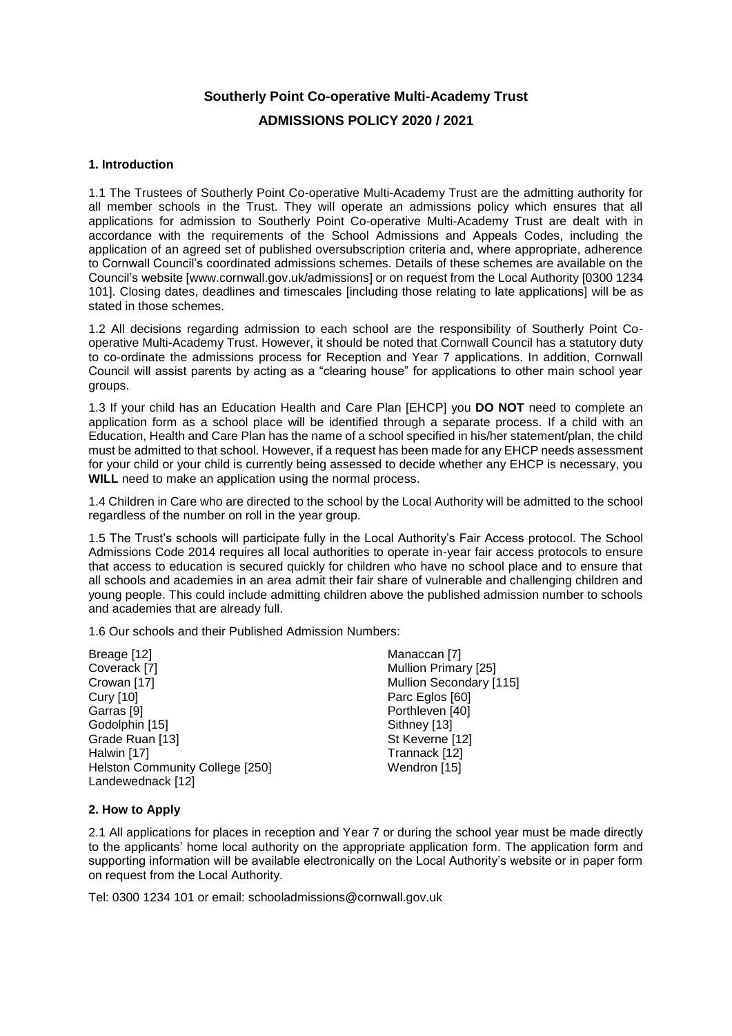# Southerly Point Co-operative Multi-Academy Trust

## ADMISSIONS POLICY 2020 / 2021

### 1. Introduction

1.1 The Trustees of Southerly Point Co-operative Multi-Academy Trust are the admitting authority for all member schools in the Trust. They will operate an admissions policy which ensures that all applications for admission to Southerly Point Co-operative Multi-Academy Trust are dealt with in accordance with the requirements of the School Admissions and Appeals Codes, including the application of an agreed set of published oversubscription criteria and, where appropriate, adherence to Cornwall Council's coordinated admissions schemes. Details of these schemes are available on the Council's website [www.cornwall.gov.uk/admissions] or on request from the Local Authority [0300 1234 101]. Closing dates, deadlines and timescales [including those relating to late applications] will be as stated in those schemes.

1.2 All decisions regarding admission to each school are the responsibility of Southerly Point Co-operative Multi-Academy Trust. However, it should be noted that Cornwall Council has a statutory duty to co-ordinate the admissions process for Reception and Year 7 applications. In addition, Cornwall Council will assist parents by acting as a "clearing house" for applications to other main school year groups.

1.3 If your child has an Education Health and Care Plan [EHCP] you **DO NOT** need to complete an application form as a school place will be identified through a separate process. If a child with an Education, Health and Care Plan has the name of a school specified in his/her statement/plan, the child must be admitted to that school. However, if a request has been made for any EHCP needs assessment for your child or your child is currently being assessed to decide whether any EHCP is necessary, you **WILL** need to make an application using the normal process.

1.4 Children in Care who are directed to the school by the Local Authority will be admitted to the school regardless of the number on roll in the year group.

1.5 The Trust's schools will participate fully in the Local Authority's Fair Access protocol. The School Admissions Code 2014 requires all local authorities to operate in-year fair access protocols to ensure that access to education is secured quickly for children who have no school place and to ensure that all schools and academies in an area admit their fair share of vulnerable and challenging children and young people. This could include admitting children above the published admission number to schools and academies that are already full.

1.6 Our schools and their Published Admission Numbers:

Breage [12]
Coverack [7]
Crowan [17]
Cury [10]
Garras [9]
Godolphin [15]
Grade Ruan [13]
Halwin [17]
Helston Community College [250]
Landewednack [12]
Manaccan [7]
Mullion Primary [25]
Mullion Secondary [115]
Parc Eglos [60]
Porthleven [40]
Sithney [13]
St Keverne [12]
Trannack [12]
Wendron [15]

### 2. How to Apply

2.1 All applications for places in reception and Year 7 or during the school year must be made directly to the applicants' home local authority on the appropriate application form. The application form and supporting information will be available electronically on the Local Authority's website or in paper form on request from the Local Authority.

Tel: 0300 1234 101 or email: schooladmissions@cornwall.gov.uk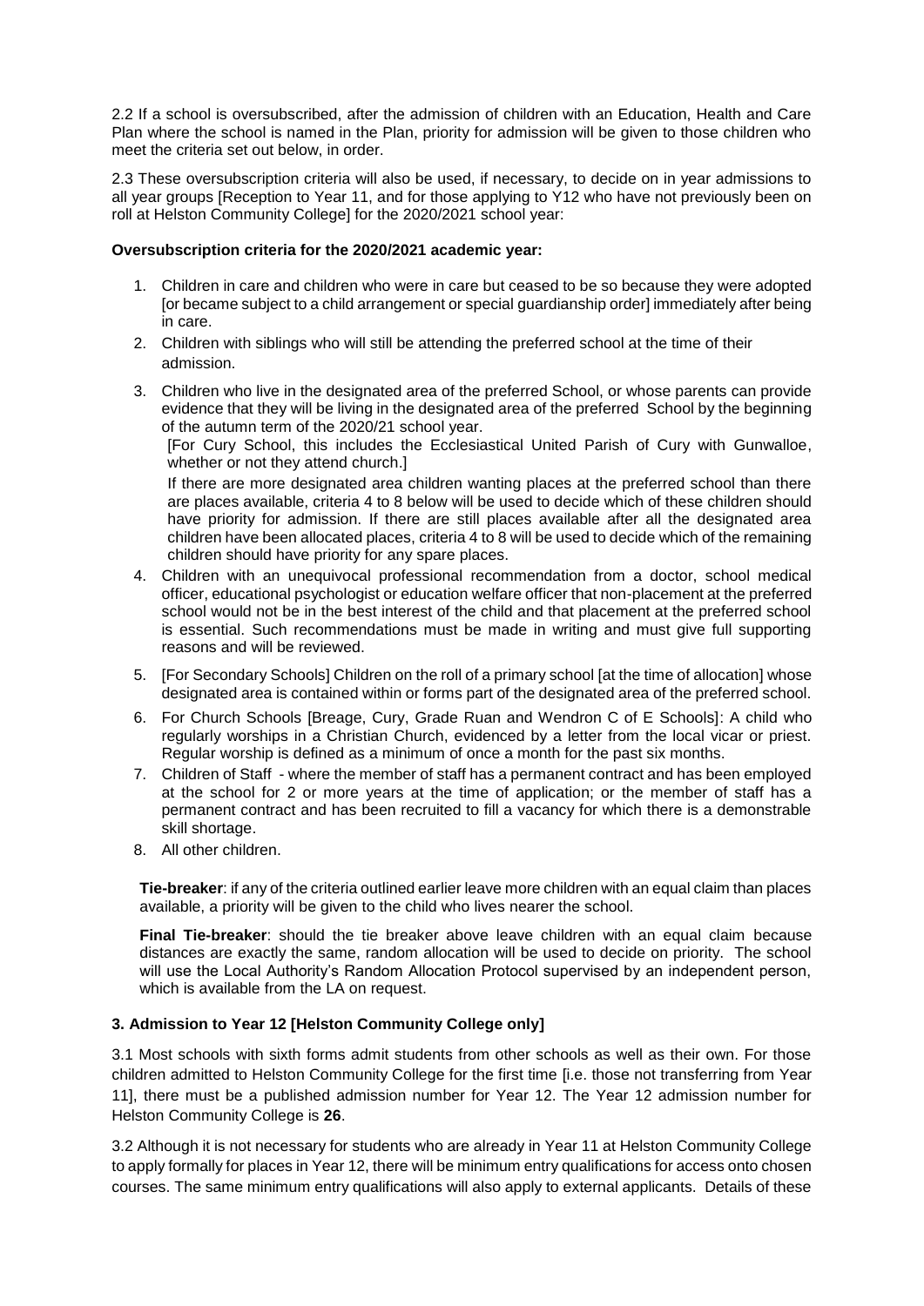2.2 If a school is oversubscribed, after the admission of children with an Education, Health and Care Plan where the school is named in the Plan, priority for admission will be given to those children who meet the criteria set out below, in order.

2.3 These oversubscription criteria will also be used, if necessary, to decide on in year admissions to all year groups [Reception to Year 11, and for those applying to Y12 who have not previously been on roll at Helston Community College] for the 2020/2021 school year:

**Oversubscription criteria for the 2020/2021 academic year:**

1. Children in care and children who were in care but ceased to be so because they were adopted [or became subject to a child arrangement or special guardianship order] immediately after being in care.
2. Children with siblings who will still be attending the preferred school at the time of their admission.
3. Children who live in the designated area of the preferred School, or whose parents can provide evidence that they will be living in the designated area of the preferred School by the beginning of the autumn term of the 2020/21 school year.

   [For Cury School, this includes the Ecclesiastical United Parish of Cury with Gunwalloe, whether or not they attend church.]

   If there are more designated area children wanting places at the preferred school than there are places available, criteria 4 to 8 below will be used to decide which of these children should have priority for admission. If there are still places available after all the designated area children have been allocated places, criteria 4 to 8 will be used to decide which of the remaining children should have priority for any spare places.
4. Children with an unequivocal professional recommendation from a doctor, school medical officer, educational psychologist or education welfare officer that non-placement at the preferred school would not be in the best interest of the child and that placement at the preferred school is essential. Such recommendations must be made in writing and must give full supporting reasons and will be reviewed.
5. [For Secondary Schools] Children on the roll of a primary school [at the time of allocation] whose designated area is contained within or forms part of the designated area of the preferred school.
6. For Church Schools [Breage, Cury, Grade Ruan and Wendron C of E Schools]: A child who regularly worships in a Christian Church, evidenced by a letter from the local vicar or priest. Regular worship is defined as a minimum of once a month for the past six months.
7. Children of Staff - where the member of staff has a permanent contract and has been employed at the school for 2 or more years at the time of application; or the member of staff has a permanent contract and has been recruited to fill a vacancy for which there is a demonstrable skill shortage.
8. All other children.

**Tie-breaker**: if any of the criteria outlined earlier leave more children with an equal claim than places available, a priority will be given to the child who lives nearer the school.

**Final Tie-breaker**: should the tie breaker above leave children with an equal claim because distances are exactly the same, random allocation will be used to decide on priority. The school will use the Local Authority's Random Allocation Protocol supervised by an independent person, which is available from the LA on request.

### 3. Admission to Year 12 [Helston Community College only]

3.1 Most schools with sixth forms admit students from other schools as well as their own. For those children admitted to Helston Community College for the first time [i.e. those not transferring from Year 11], there must be a published admission number for Year 12. The Year 12 admission number for Helston Community College is **26**.

3.2 Although it is not necessary for students who are already in Year 11 at Helston Community College to apply formally for places in Year 12, there will be minimum entry qualifications for access onto chosen courses. The same minimum entry qualifications will also apply to external applicants. Details of these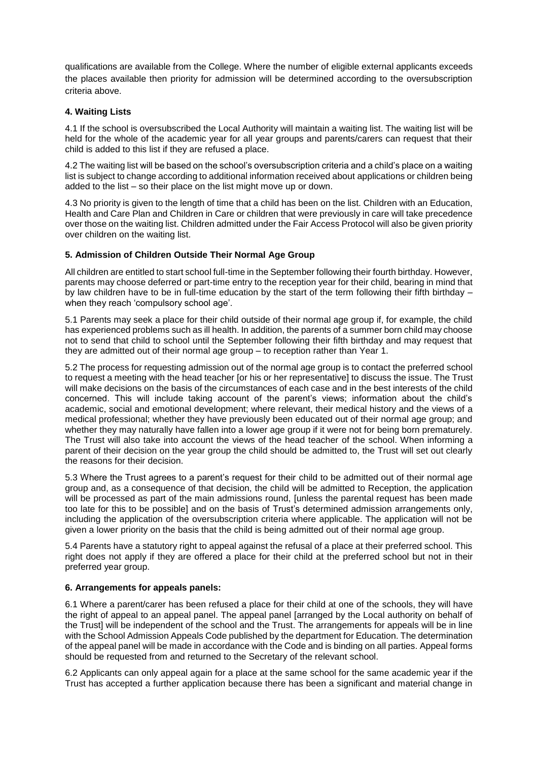qualifications are available from the College. Where the number of eligible external applicants exceeds the places available then priority for admission will be determined according to the oversubscription criteria above.

### 4. Waiting Lists

4.1 If the school is oversubscribed the Local Authority will maintain a waiting list. The waiting list will be held for the whole of the academic year for all year groups and parents/carers can request that their child is added to this list if they are refused a place.

4.2 The waiting list will be based on the school's oversubscription criteria and a child's place on a waiting list is subject to change according to additional information received about applications or children being added to the list – so their place on the list might move up or down.

4.3 No priority is given to the length of time that a child has been on the list. Children with an Education, Health and Care Plan and Children in Care or children that were previously in care will take precedence over those on the waiting list. Children admitted under the Fair Access Protocol will also be given priority over children on the waiting list.

### 5. Admission of Children Outside Their Normal Age Group

All children are entitled to start school full-time in the September following their fourth birthday. However, parents may choose deferred or part-time entry to the reception year for their child, bearing in mind that by law children have to be in full-time education by the start of the term following their fifth birthday – when they reach 'compulsory school age'.

5.1 Parents may seek a place for their child outside of their normal age group if, for example, the child has experienced problems such as ill health. In addition, the parents of a summer born child may choose not to send that child to school until the September following their fifth birthday and may request that they are admitted out of their normal age group – to reception rather than Year 1.

5.2 The process for requesting admission out of the normal age group is to contact the preferred school to request a meeting with the head teacher [or his or her representative] to discuss the issue. The Trust will make decisions on the basis of the circumstances of each case and in the best interests of the child concerned. This will include taking account of the parent's views; information about the child's academic, social and emotional development; where relevant, their medical history and the views of a medical professional; whether they have previously been educated out of their normal age group; and whether they may naturally have fallen into a lower age group if it were not for being born prematurely. The Trust will also take into account the views of the head teacher of the school. When informing a parent of their decision on the year group the child should be admitted to, the Trust will set out clearly the reasons for their decision.

5.3 Where the Trust agrees to a parent's request for their child to be admitted out of their normal age group and, as a consequence of that decision, the child will be admitted to Reception, the application will be processed as part of the main admissions round, [unless the parental request has been made too late for this to be possible] and on the basis of Trust's determined admission arrangements only, including the application of the oversubscription criteria where applicable. The application will not be given a lower priority on the basis that the child is being admitted out of their normal age group.

5.4 Parents have a statutory right to appeal against the refusal of a place at their preferred school. This right does not apply if they are offered a place for their child at the preferred school but not in their preferred year group.

### 6. Arrangements for appeals panels:

6.1 Where a parent/carer has been refused a place for their child at one of the schools, they will have the right of appeal to an appeal panel. The appeal panel [arranged by the Local authority on behalf of the Trust] will be independent of the school and the Trust. The arrangements for appeals will be in line with the School Admission Appeals Code published by the department for Education. The determination of the appeal panel will be made in accordance with the Code and is binding on all parties. Appeal forms should be requested from and returned to the Secretary of the relevant school.

6.2 Applicants can only appeal again for a place at the same school for the same academic year if the Trust has accepted a further application because there has been a significant and material change in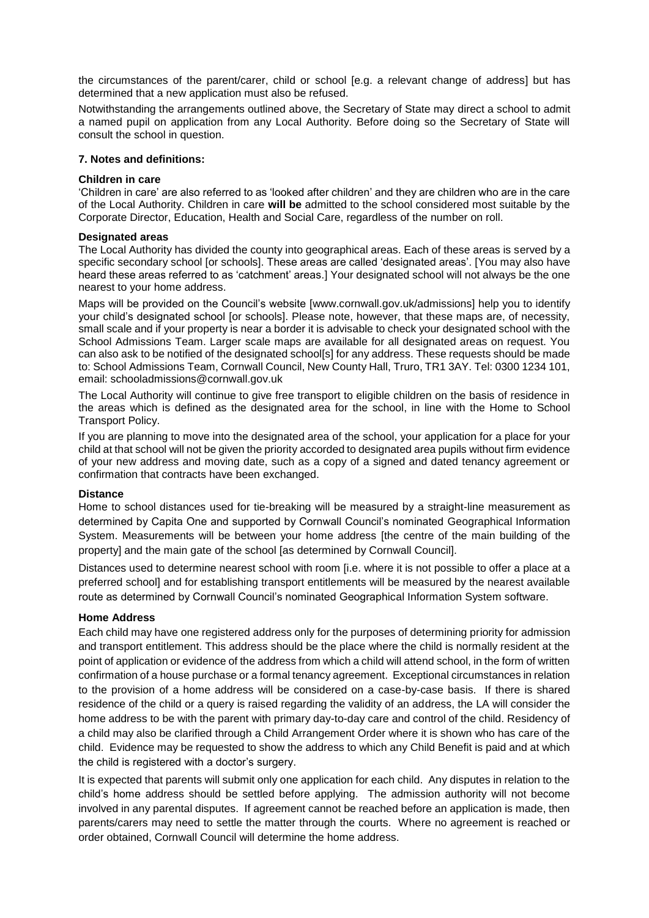the circumstances of the parent/carer, child or school [e.g. a relevant change of address] but has determined that a new application must also be refused.

Notwithstanding the arrangements outlined above, the Secretary of State may direct a school to admit a named pupil on application from any Local Authority. Before doing so the Secretary of State will consult the school in question.

### 7. Notes and definitions:

**Children in care**

'Children in care' are also referred to as 'looked after children' and they are children who are in the care of the Local Authority. Children in care **will be** admitted to the school considered most suitable by the Corporate Director, Education, Health and Social Care, regardless of the number on roll.

**Designated areas**

The Local Authority has divided the county into geographical areas. Each of these areas is served by a specific secondary school [or schools]. These areas are called 'designated areas'. [You may also have heard these areas referred to as 'catchment' areas.] Your designated school will not always be the one nearest to your home address.

Maps will be provided on the Council's website [www.cornwall.gov.uk/admissions] help you to identify your child's designated school [or schools]. Please note, however, that these maps are, of necessity, small scale and if your property is near a border it is advisable to check your designated school with the School Admissions Team. Larger scale maps are available for all designated areas on request. You can also ask to be notified of the designated school[s] for any address. These requests should be made to: School Admissions Team, Cornwall Council, New County Hall, Truro, TR1 3AY. Tel: 0300 1234 101, email: schooladmissions@cornwall.gov.uk

The Local Authority will continue to give free transport to eligible children on the basis of residence in the areas which is defined as the designated area for the school, in line with the Home to School Transport Policy.

If you are planning to move into the designated area of the school, your application for a place for your child at that school will not be given the priority accorded to designated area pupils without firm evidence of your new address and moving date, such as a copy of a signed and dated tenancy agreement or confirmation that contracts have been exchanged.

**Distance**

Home to school distances used for tie-breaking will be measured by a straight-line measurement as determined by Capita One and supported by Cornwall Council's nominated Geographical Information System. Measurements will be between your home address [the centre of the main building of the property] and the main gate of the school [as determined by Cornwall Council].

Distances used to determine nearest school with room [i.e. where it is not possible to offer a place at a preferred school] and for establishing transport entitlements will be measured by the nearest available route as determined by Cornwall Council's nominated Geographical Information System software.

**Home Address**

Each child may have one registered address only for the purposes of determining priority for admission and transport entitlement. This address should be the place where the child is normally resident at the point of application or evidence of the address from which a child will attend school, in the form of written confirmation of a house purchase or a formal tenancy agreement. Exceptional circumstances in relation to the provision of a home address will be considered on a case-by-case basis. If there is shared residence of the child or a query is raised regarding the validity of an address, the LA will consider the home address to be with the parent with primary day-to-day care and control of the child. Residency of a child may also be clarified through a Child Arrangement Order where it is shown who has care of the child. Evidence may be requested to show the address to which any Child Benefit is paid and at which the child is registered with a doctor's surgery.

It is expected that parents will submit only one application for each child. Any disputes in relation to the child's home address should be settled before applying. The admission authority will not become involved in any parental disputes. If agreement cannot be reached before an application is made, then parents/carers may need to settle the matter through the courts. Where no agreement is reached or order obtained, Cornwall Council will determine the home address.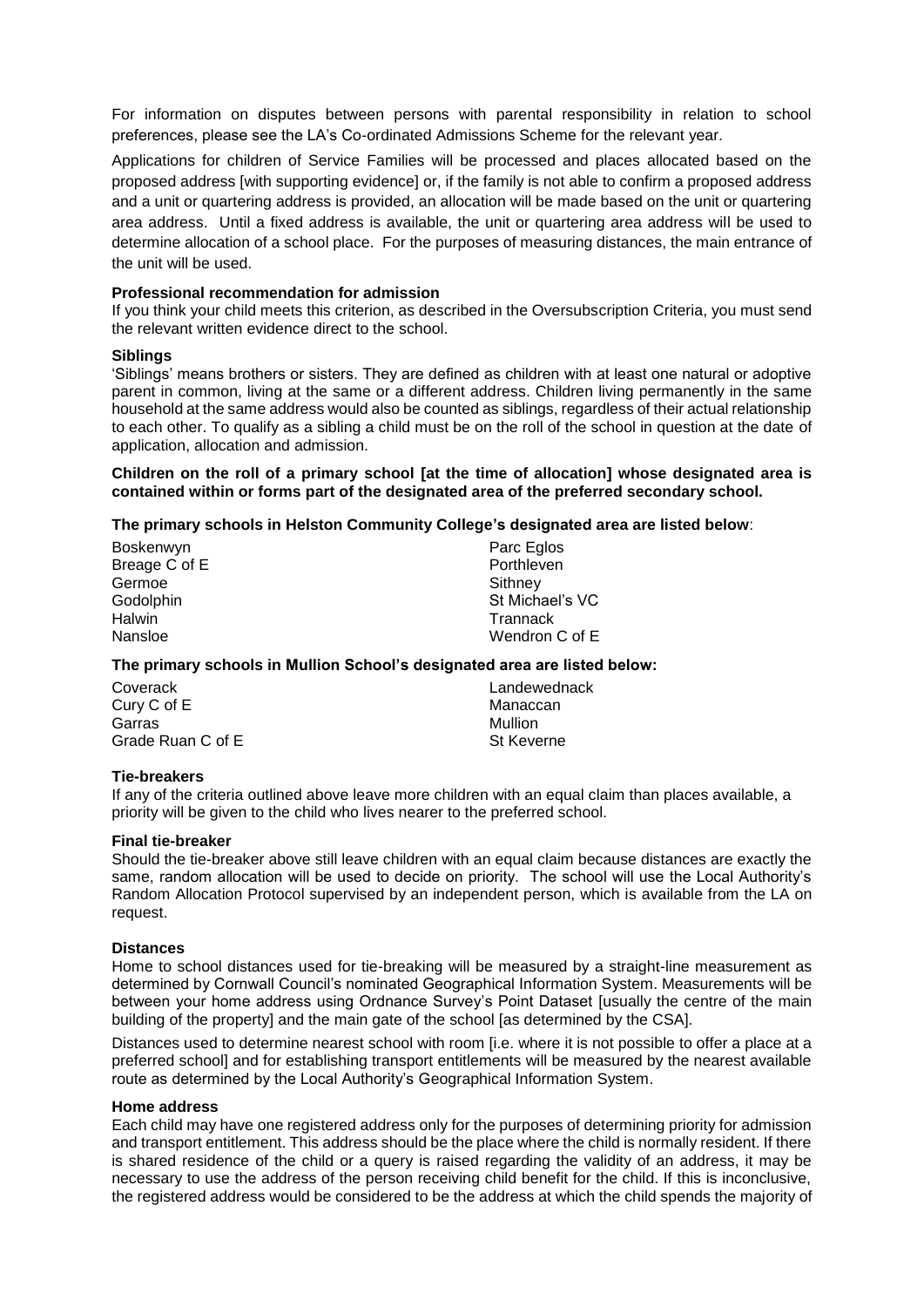For information on disputes between persons with parental responsibility in relation to school preferences, please see the LA's Co-ordinated Admissions Scheme for the relevant year.

Applications for children of Service Families will be processed and places allocated based on the proposed address [with supporting evidence] or, if the family is not able to confirm a proposed address and a unit or quartering address is provided, an allocation will be made based on the unit or quartering area address. Until a fixed address is available, the unit or quartering area address will be used to determine allocation of a school place. For the purposes of measuring distances, the main entrance of the unit will be used.

**Professional recommendation for admission**

If you think your child meets this criterion, as described in the Oversubscription Criteria, you must send the relevant written evidence direct to the school.

**Siblings**

'Siblings' means brothers or sisters. They are defined as children with at least one natural or adoptive parent in common, living at the same or a different address. Children living permanently in the same household at the same address would also be counted as siblings, regardless of their actual relationship to each other. To qualify as a sibling a child must be on the roll of the school in question at the date of application, allocation and admission.

**Children on the roll of a primary school [at the time of allocation] whose designated area is contained within or forms part of the designated area of the preferred secondary school.**

**The primary schools in Helston Community College's designated area are listed below**:

- Boskenwyn
- Breage C of E
- Germoe
- Godolphin
- Halwin
- Nansloe
- Parc Eglos
- Porthleven
- Sithney
- St Michael's VC
- Trannack
- Wendron C of E

**The primary schools in Mullion School's designated area are listed below:**

- Coverack
- Cury C of E
- Garras
- Grade Ruan C of E
- Landewednack
- Manaccan
- Mullion
- St Keverne

**Tie-breakers**

If any of the criteria outlined above leave more children with an equal claim than places available, a priority will be given to the child who lives nearer to the preferred school.

**Final tie-breaker**

Should the tie-breaker above still leave children with an equal claim because distances are exactly the same, random allocation will be used to decide on priority. The school will use the Local Authority's Random Allocation Protocol supervised by an independent person, which is available from the LA on request.

**Distances**

Home to school distances used for tie-breaking will be measured by a straight-line measurement as determined by Cornwall Council's nominated Geographical Information System. Measurements will be between your home address using Ordnance Survey's Point Dataset [usually the centre of the main building of the property] and the main gate of the school [as determined by the CSA].

Distances used to determine nearest school with room [i.e. where it is not possible to offer a place at a preferred school] and for establishing transport entitlements will be measured by the nearest available route as determined by the Local Authority's Geographical Information System.

**Home address**

Each child may have one registered address only for the purposes of determining priority for admission and transport entitlement. This address should be the place where the child is normally resident. If there is shared residence of the child or a query is raised regarding the validity of an address, it may be necessary to use the address of the person receiving child benefit for the child. If this is inconclusive, the registered address would be considered to be the address at which the child spends the majority of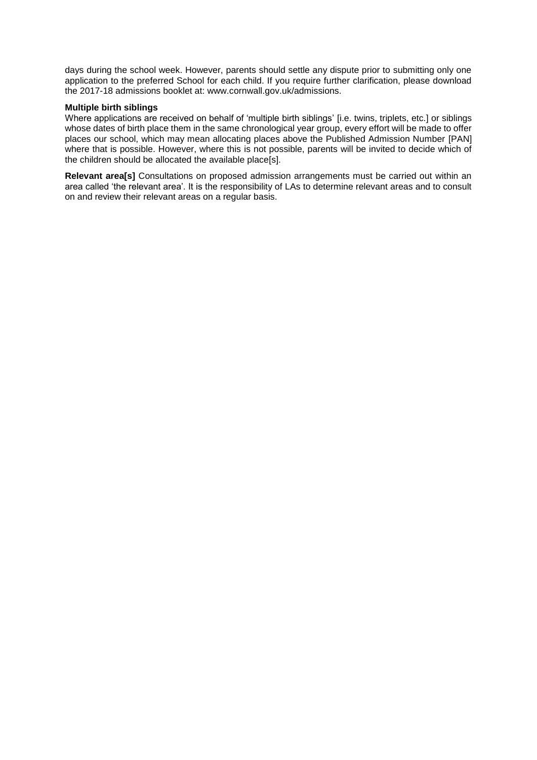days during the school week. However, parents should settle any dispute prior to submitting only one application to the preferred School for each child. If you require further clarification, please download the 2017-18 admissions booklet at: www.cornwall.gov.uk/admissions.

**Multiple birth siblings**

Where applications are received on behalf of 'multiple birth siblings' [i.e. twins, triplets, etc.] or siblings whose dates of birth place them in the same chronological year group, every effort will be made to offer places our school, which may mean allocating places above the Published Admission Number [PAN] where that is possible. However, where this is not possible, parents will be invited to decide which of the children should be allocated the available place[s].

**Relevant area[s]** Consultations on proposed admission arrangements must be carried out within an area called 'the relevant area'. It is the responsibility of LAs to determine relevant areas and to consult on and review their relevant areas on a regular basis.